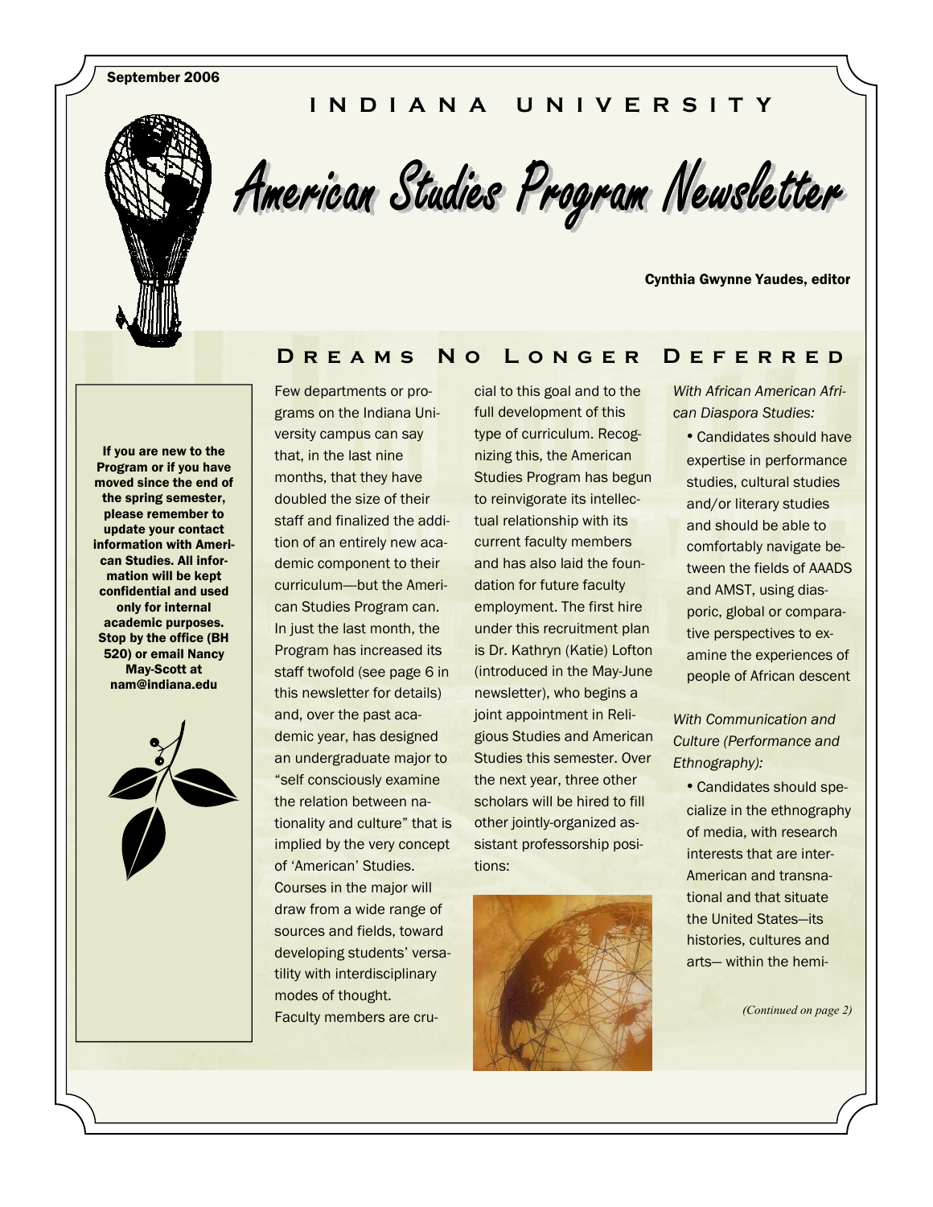September 2006

INDIANA UNIVERSITY

# American Studies Program Newsletter

Cynthia Gwynne Yaudes, editor

**If you are new to the Program or if you have moved since the end of the spring semester, please remember to update your contact information with American Studies. All information will be kept confidential and used only for internal academic purposes. Stop by the office (BH 520) or email Nancy May-Scott at nam@indiana.edu**

## Dreams No Longer Deferred

Few departments or programs on the Indiana University campus can say that, in the last nine months, that they have doubled the size of their staff and finalized the addition of an entirely new academic component to their curriculum—but the American Studies Program can. In just the last month, the Program has increased its staff twofold (see page 6 in this newsletter for details) and, over the past academic year, has designed an undergraduate major to "self consciously examine the relation between nationality and culture" that is implied by the very concept of 'American' Studies. Courses in the major will draw from a wide range of sources and fields, toward developing students' versatility with interdisciplinary modes of thought.

Faculty members are crucial to this goal and to the full development of this type of curriculum. Recognizing this, the American Studies Program has begun to reinvigorate its intellectual relationship with its current faculty members and has also laid the foundation for future faculty employment. The first hire under this recruitment plan is Dr. Kathryn (Katie) Lofton (introduced in the May-June newsletter), who begins a joint appointment in Religious Studies and American Studies this semester. Over the next year, three other scholars will be hired to fill other jointly-organized assistant professorship positions:

*With African American African Diaspora Studies:*

- Candidates should have expertise in performance studies, cultural studies and/or literary studies and should be able to comfortably navigate between the fields of AAADS and AMST, using diasporic, global or comparative perspectives to examine the experiences of people of African descent

*With Communication and Culture (Performance and Ethnography):*

- Candidates should specialize in the ethnography of media, with research interests that are inter-American and transnational and that situate the United States—its histories, cultures and arts— within the hemi-

*(Continued on page 2)*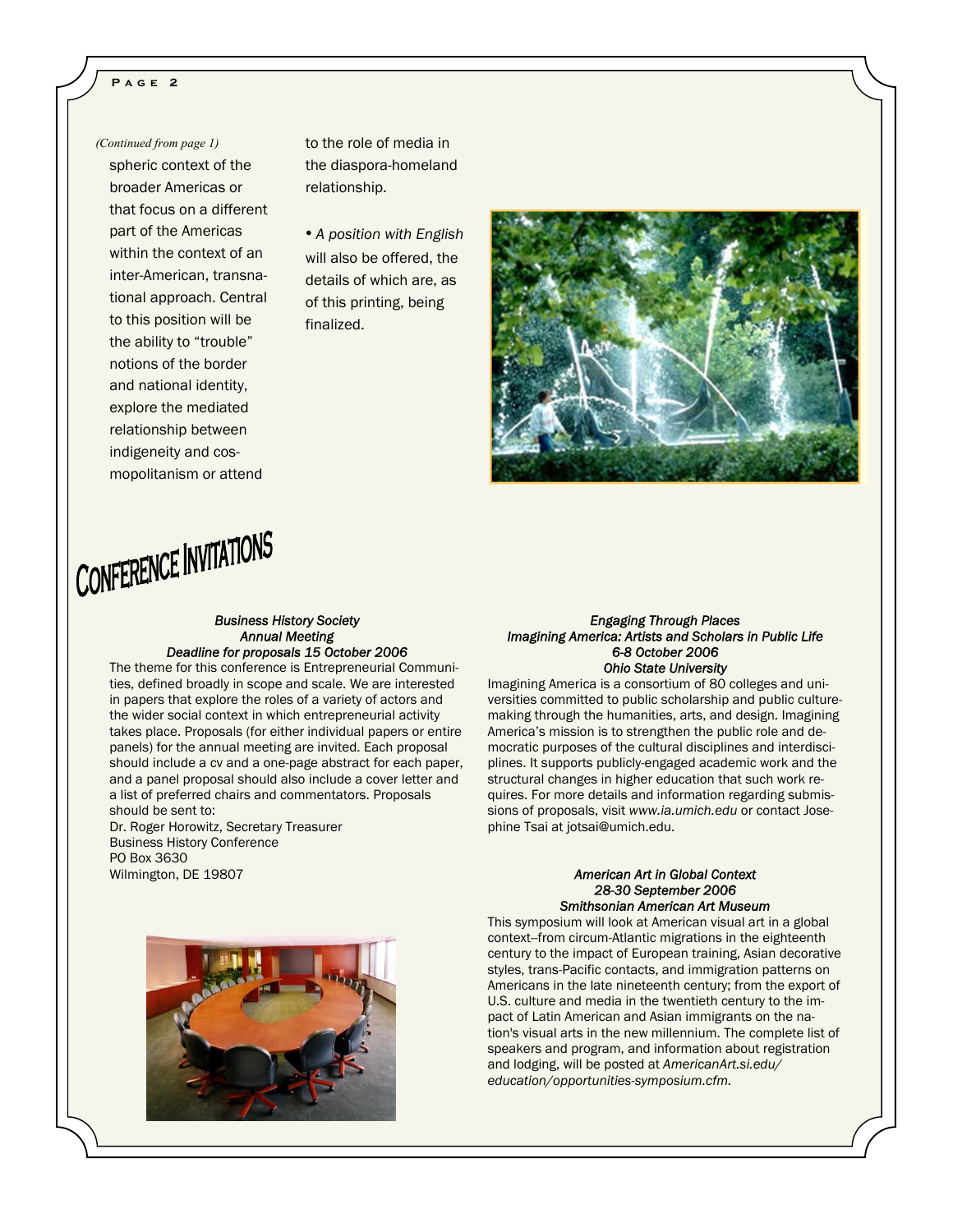*(Continued from page 1)*

spheric context of the broader Americas or that focus on a different part of the Americas within the context of an inter-American, transnational approach. Central to this position will be the ability to "trouble" notions of the border and national identity, explore the mediated relationship between indigeneity and cosmopolitanism or attend to the role of media in the diaspora-homeland relationship.

• *A position with English* will also be offered, the details of which are, as of this printing, being finalized.

# Conference Invitations

***Business History Society***
***Annual Meeting***
***Deadline for proposals 15 October 2006***

The theme for this conference is Entrepreneurial Communities, defined broadly in scope and scale. We are interested in papers that explore the roles of a variety of actors and the wider social context in which entrepreneurial activity takes place. Proposals (for either individual papers or entire panels) for the annual meeting are invited. Each proposal should include a cv and a one-page abstract for each paper, and a panel proposal should also include a cover letter and a list of preferred chairs and commentators. Proposals should be sent to:

Dr. Roger Horowitz, Secretary Treasurer
Business History Conference
PO Box 3630
Wilmington, DE 19807

***Engaging Through Places***
***Imagining America: Artists and Scholars in Public Life***
***6-8 October 2006***
***Ohio State University***

Imagining America is a consortium of 80 colleges and universities committed to public scholarship and public culture-making through the humanities, arts, and design. Imagining America's mission is to strengthen the public role and democratic purposes of the cultural disciplines and interdisciplines. It supports publicly-engaged academic work and the structural changes in higher education that such work requires. For more details and information regarding submissions of proposals, visit *www.ia.umich.edu* or contact Josephine Tsai at jotsai@umich.edu.

***American Art in Global Context***
***28-30 September 2006***
***Smithsonian American Art Museum***

This symposium will look at American visual art in a global context--from circum-Atlantic migrations in the eighteenth century to the impact of European training, Asian decorative styles, trans-Pacific contacts, and immigration patterns on Americans in the late nineteenth century; from the export of U.S. culture and media in the twentieth century to the impact of Latin American and Asian immigrants on the nation's visual arts in the new millennium. The complete list of speakers and program, and information about registration and lodging, will be posted at *AmericanArt.si.edu/education/opportunities-symposium.cfm.*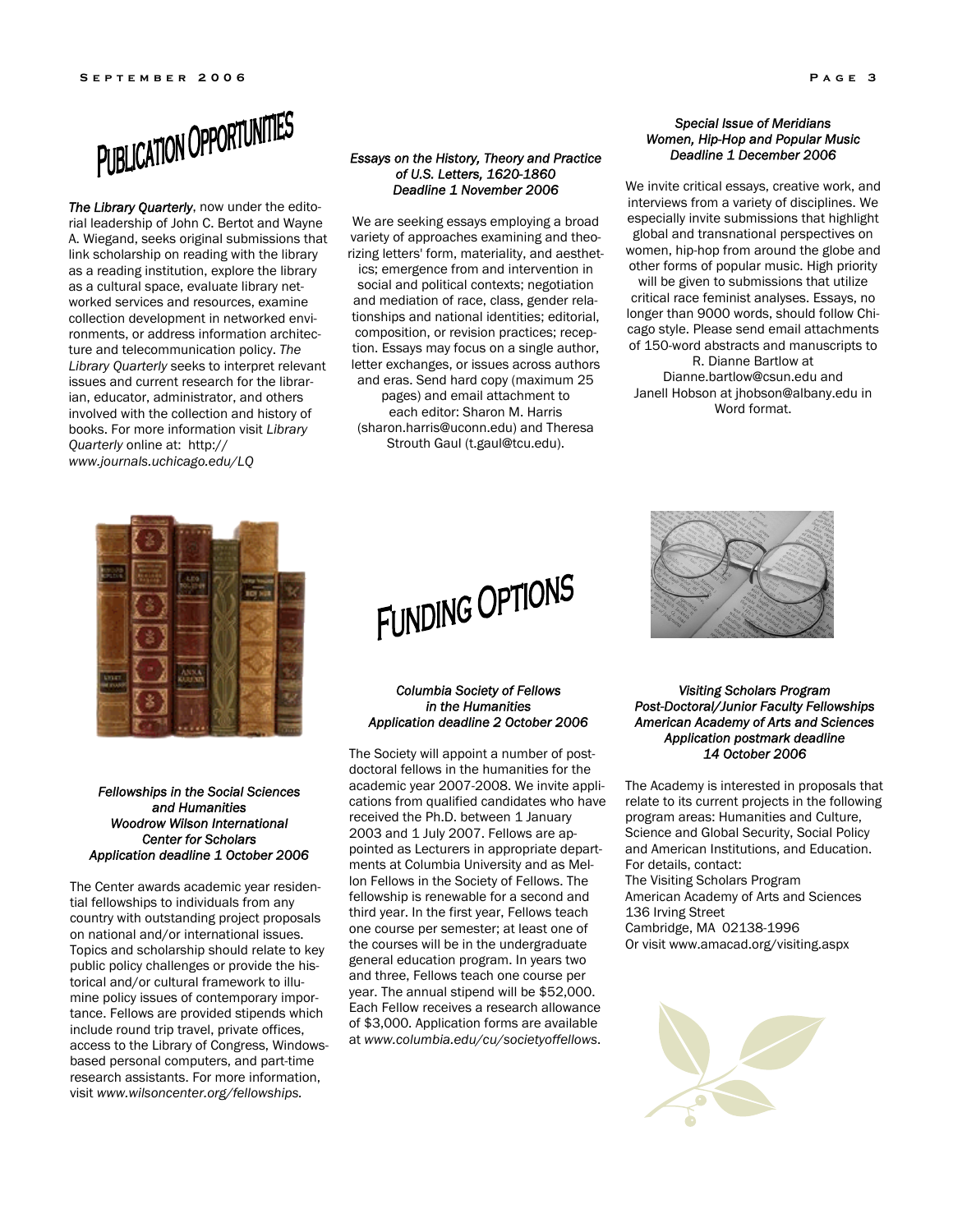# Publication Opportunities

***The Library Quarterly***, now under the editorial leadership of John C. Bertot and Wayne A. Wiegand, seeks original submissions that link scholarship on reading with the library as a reading institution, explore the library as a cultural space, evaluate library networked services and resources, examine collection development in networked environments, or address information architecture and telecommunication policy. *The Library Quarterly* seeks to interpret relevant issues and current research for the librarian, educator, administrator, and others involved with the collection and history of books. For more information visit *Library Quarterly* online at: *http://www.journals.uchicago.edu/LQ*

### *Essays on the History, Theory and Practice of U.S. Letters, 1620-1860*
### *Deadline 1 November 2006*

We are seeking essays employing a broad variety of approaches examining and theorizing letters' form, materiality, and aesthetics; emergence from and intervention in social and political contexts; negotiation and mediation of race, class, gender relationships and national identities; editorial, composition, or revision practices; reception. Essays may focus on a single author, letter exchanges, or issues across authors and eras. Send hard copy (maximum 25 pages) and email attachment to each editor: Sharon M. Harris (sharon.harris@uconn.edu) and Theresa Strouth Gaul (t.gaul@tcu.edu).

### *Special Issue of Meridians*
### *Women, Hip-Hop and Popular Music*
### *Deadline 1 December 2006*

We invite critical essays, creative work, and interviews from a variety of disciplines. We especially invite submissions that highlight global and transnational perspectives on women, hip-hop from around the globe and other forms of popular music. High priority will be given to submissions that utilize critical race feminist analyses. Essays, no longer than 9000 words, should follow Chicago style. Please send email attachments of 150-word abstracts and manuscripts to R. Dianne Bartlow at Dianne.bartlow@csun.edu and Janell Hobson at jhobson@albany.edu in Word format.

# Funding Options

### *Fellowships in the Social Sciences and Humanities*
### *Woodrow Wilson International Center for Scholars*
### *Application deadline 1 October 2006*

The Center awards academic year residential fellowships to individuals from any country with outstanding project proposals on national and/or international issues. Topics and scholarship should relate to key public policy challenges or provide the historical and/or cultural framework to illumine policy issues of contemporary importance. Fellows are provided stipends which include round trip travel, private offices, access to the Library of Congress, Windows-based personal computers, and part-time research assistants. For more information, visit *www.wilsoncenter.org/fellowships.*

### *Columbia Society of Fellows in the Humanities*
### *Application deadline 2 October 2006*

The Society will appoint a number of post-doctoral fellows in the humanities for the academic year 2007-2008. We invite applications from qualified candidates who have received the Ph.D. between 1 January 2003 and 1 July 2007. Fellows are appointed as Lecturers in appropriate departments at Columbia University and as Mellon Fellows in the Society of Fellows. The fellowship is renewable for a second and third year. In the first year, Fellows teach one course per semester; at least one of the courses will be in the undergraduate general education program. In years two and three, Fellows teach one course per year. The annual stipend will be $52,000. Each Fellow receives a research allowance of $3,000. Application forms are available at *www.columbia.edu/cu/societyoffellows*.

### *Visiting Scholars Program*
### *Post-Doctoral/Junior Faculty Fellowships*
### *American Academy of Arts and Sciences*
### *Application postmark deadline 14 October 2006*

The Academy is interested in proposals that relate to its current projects in the following program areas: Humanities and Culture, Science and Global Security, Social Policy and American Institutions, and Education. For details, contact:

The Visiting Scholars Program
American Academy of Arts and Sciences
136 Irving Street
Cambridge, MA 02138-1996
Or visit www.amacad.org/visiting.aspx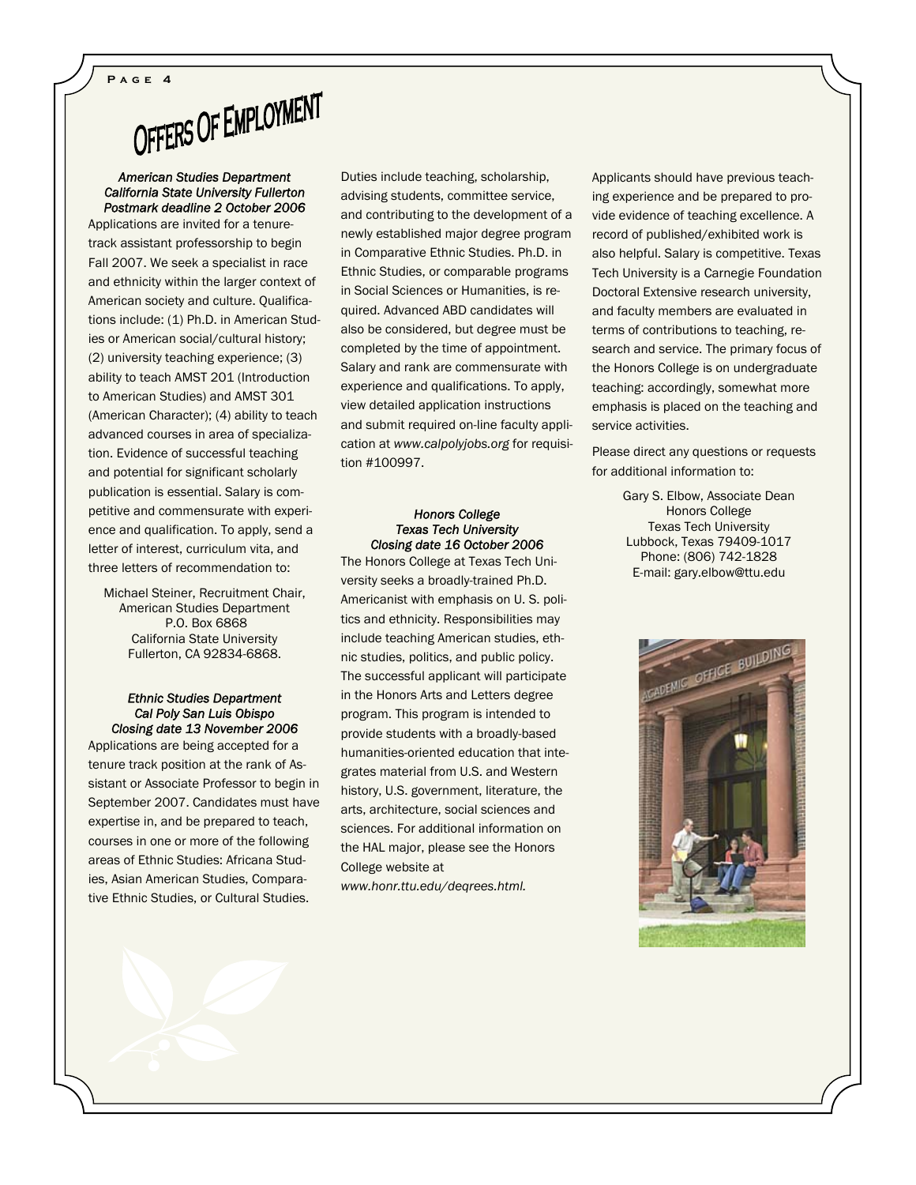# OFFERS OF EMPLOYMENT

***American Studies Department***
***California State University Fullerton***
***Postmark deadline 2 October 2006***

Applications are invited for a tenure-track assistant professorship to begin Fall 2007. We seek a specialist in race and ethnicity within the larger context of American society and culture. Qualifications include: (1) Ph.D. in American Studies or American social/cultural history; (2) university teaching experience; (3) ability to teach AMST 201 (Introduction to American Studies) and AMST 301 (American Character); (4) ability to teach advanced courses in area of specialization. Evidence of successful teaching and potential for significant scholarly publication is essential. Salary is competitive and commensurate with experience and qualification. To apply, send a letter of interest, curriculum vita, and three letters of recommendation to:

Michael Steiner, Recruitment Chair,
American Studies Department
P.O. Box 6868
California State University
Fullerton, CA 92834-6868.

***Ethnic Studies Department***
***Cal Poly San Luis Obispo***
***Closing date 13 November 2006***

Applications are being accepted for a tenure track position at the rank of Assistant or Associate Professor to begin in September 2007. Candidates must have expertise in, and be prepared to teach, courses in one or more of the following areas of Ethnic Studies: Africana Studies, Asian American Studies, Comparative Ethnic Studies, or Cultural Studies. Duties include teaching, scholarship, advising students, committee service, and contributing to the development of a newly established major degree program in Comparative Ethnic Studies. Ph.D. in Ethnic Studies, or comparable programs in Social Sciences or Humanities, is required. Advanced ABD candidates will also be considered, but degree must be completed by the time of appointment. Salary and rank are commensurate with experience and qualifications. To apply, view detailed application instructions and submit required on-line faculty application at *www.calpolyjobs.org* for requisition #100997.

***Honors College***
***Texas Tech University***
***Closing date 16 October 2006***

The Honors College at Texas Tech University seeks a broadly-trained Ph.D. Americanist with emphasis on U. S. politics and ethnicity. Responsibilities may include teaching American studies, ethnic studies, politics, and public policy. The successful applicant will participate in the Honors Arts and Letters degree program. This program is intended to provide students with a broadly-based humanities-oriented education that integrates material from U.S. and Western history, U.S. government, literature, the arts, architecture, social sciences and sciences. For additional information on the HAL major, please see the Honors College website at *www.honr.ttu.edu/degrees.html.*

Applicants should have previous teaching experience and be prepared to provide evidence of teaching excellence. A record of published/exhibited work is also helpful. Salary is competitive. Texas Tech University is a Carnegie Foundation Doctoral Extensive research university, and faculty members are evaluated in terms of contributions to teaching, research and service. The primary focus of the Honors College is on undergraduate teaching: accordingly, somewhat more emphasis is placed on the teaching and service activities.

Please direct any questions or requests for additional information to:

Gary S. Elbow, Associate Dean
Honors College
Texas Tech University
Lubbock, Texas 79409-1017
Phone: (806) 742-1828
E-mail: gary.elbow@ttu.edu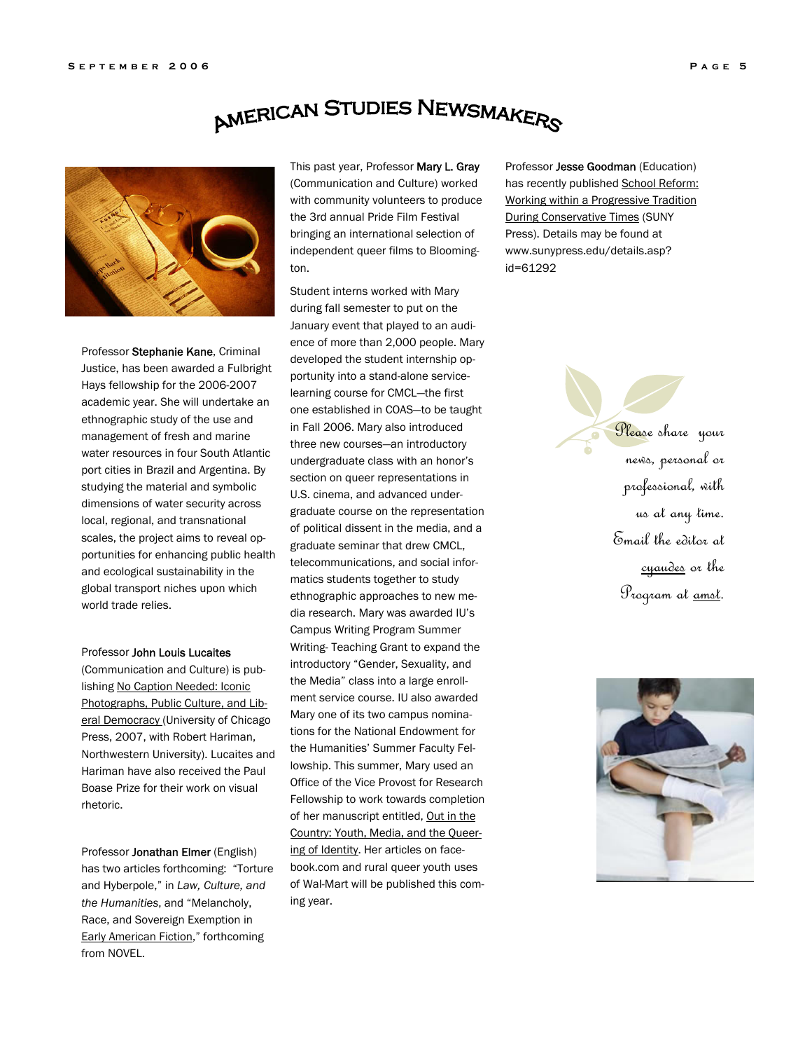# American Studies Newsmakers

Professor **Stephanie Kane**, Criminal Justice, has been awarded a Fulbright Hays fellowship for the 2006-2007 academic year. She will undertake an ethnographic study of the use and management of fresh and marine water resources in four South Atlantic port cities in Brazil and Argentina. By studying the material and symbolic dimensions of water security across local, regional, and transnational scales, the project aims to reveal opportunities for enhancing public health and ecological sustainability in the global transport niches upon which world trade relies.

Professor **John Louis Lucaites** (Communication and Culture) is publishing No Caption Needed: Iconic Photographs, Public Culture, and Liberal Democracy (University of Chicago Press, 2007, with Robert Hariman, Northwestern University). Lucaites and Hariman have also received the Paul Boase Prize for their work on visual rhetoric.

Professor **Jonathan Elmer** (English) has two articles forthcoming: "Torture and Hyberpole," in *Law, Culture, and the Humanities*, and "Melancholy, Race, and Sovereign Exemption in Early American Fiction," forthcoming from NOVEL.

This past year, Professor **Mary L. Gray** (Communication and Culture) worked with community volunteers to produce the 3rd annual Pride Film Festival bringing an international selection of independent queer films to Bloomington.

Student interns worked with Mary during fall semester to put on the January event that played to an audience of more than 2,000 people. Mary developed the student internship opportunity into a stand-alone service-learning course for CMCL—the first one established in COAS—to be taught in Fall 2006. Mary also introduced three new courses—an introductory undergraduate class with an honor's section on queer representations in U.S. cinema, and advanced undergraduate course on the representation of political dissent in the media, and a graduate seminar that drew CMCL, telecommunications, and social informatics students together to study ethnographic approaches to new media research. Mary was awarded IU's Campus Writing Program Summer Writing- Teaching Grant to expand the introductory "Gender, Sexuality, and the Media" class into a large enrollment service course. IU also awarded Mary one of its two campus nominations for the National Endowment for the Humanities' Summer Faculty Fellowship. This summer, Mary used an Office of the Vice Provost for Research Fellowship to work towards completion of her manuscript entitled, Out in the Country: Youth, Media, and the Queering of Identity. Her articles on facebook.com and rural queer youth uses of Wal-Mart will be published this coming year.

Professor **Jesse Goodman** (Education) has recently published School Reform: Working within a Progressive Tradition During Conservative Times (SUNY Press). Details may be found at www.sunypress.edu/details.asp?id=61292

*Please share your news, personal or professional, with us at any time. Email the editor at cyaudes or the Program at amst.*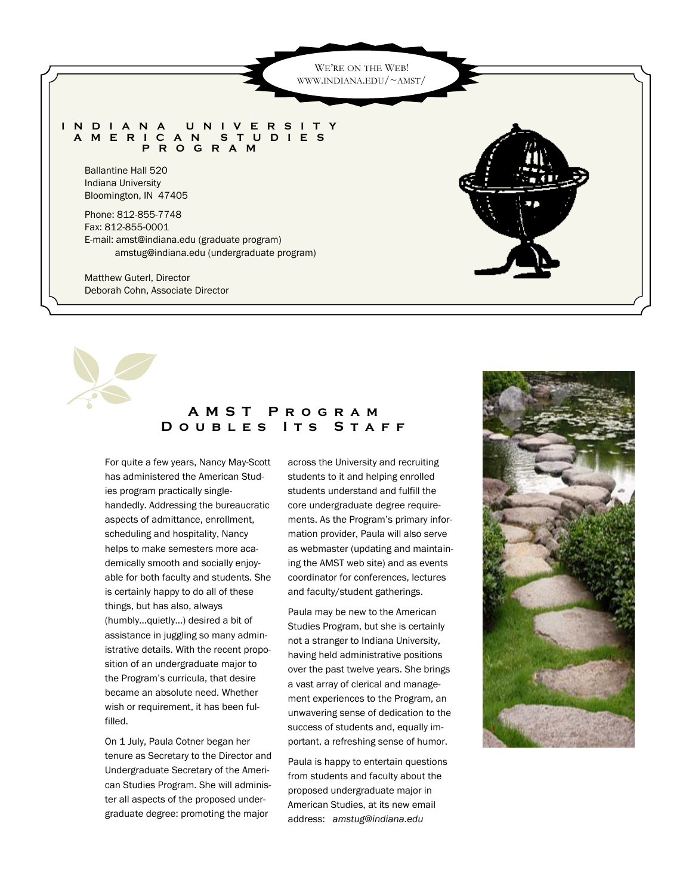We're on the Web!
www.indiana.edu/~amst/

# Indiana University American Studies Program

Ballantine Hall 520
Indiana University
Bloomington, IN 47405

Phone: 812-855-7748
Fax: 812-855-0001
E-mail: amst@indiana.edu (graduate program)
amstug@indiana.edu (undergraduate program)

Matthew Guterl, Director
Deborah Cohn, Associate Director

## AMST Program Doubles Its Staff

For quite a few years, Nancy May-Scott has administered the American Studies program practically single-handedly. Addressing the bureaucratic aspects of admittance, enrollment, scheduling and hospitality, Nancy helps to make semesters more academically smooth and socially enjoyable for both faculty and students. She is certainly happy to do all of these things, but has also, always (humbly…quietly…) desired a bit of assistance in juggling so many administrative details. With the recent proposition of an undergraduate major to the Program's curricula, that desire became an absolute need. Whether wish or requirement, it has been fulfilled.

On 1 July, Paula Cotner began her tenure as Secretary to the Director and Undergraduate Secretary of the American Studies Program. She will administer all aspects of the proposed undergraduate degree: promoting the major across the University and recruiting students to it and helping enrolled students understand and fulfill the core undergraduate degree requirements. As the Program's primary information provider, Paula will also serve as webmaster (updating and maintaining the AMST web site) and as events coordinator for conferences, lectures and faculty/student gatherings.

Paula may be new to the American Studies Program, but she is certainly not a stranger to Indiana University, having held administrative positions over the past twelve years. She brings a vast array of clerical and management experiences to the Program, an unwavering sense of dedication to the success of students and, equally important, a refreshing sense of humor.

Paula is happy to entertain questions from students and faculty about the proposed undergraduate major in American Studies, at its new email address: *amstug@indiana.edu*